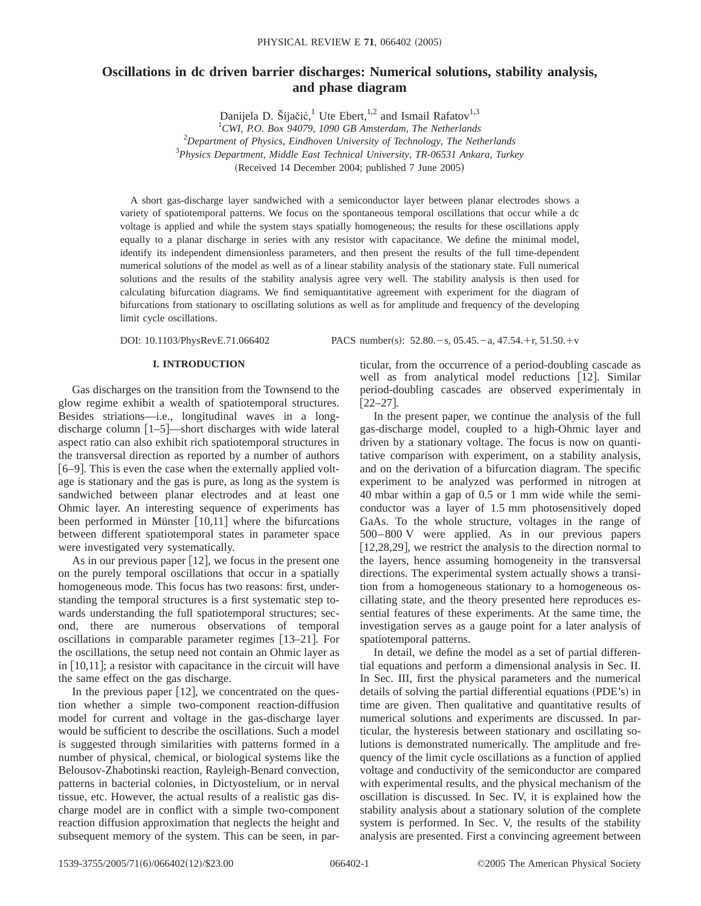# Oscillations in dc driven barrier discharges: Numerical solutions, stability analysis, and phase diagram

Danijela D. Šijačić,[1] Ute Ebert,[1,2] and Ismail Rafatov[1,3]

[1]*CWI, P.O. Box 94079, 1090 GB Amsterdam, The Netherlands*
[2]*Department of Physics, Eindhoven University of Technology, The Netherlands*
[3]*Physics Department, Middle East Technical University, TR-06531 Ankara, Turkey*

(Received 14 December 2004; published 7 June 2005)

A short gas-discharge layer sandwiched with a semiconductor layer between planar electrodes shows a variety of spatiotemporal patterns. We focus on the spontaneous temporal oscillations that occur while a dc voltage is applied and while the system stays spatially homogeneous; the results for these oscillations apply equally to a planar discharge in series with any resistor with capacitance. We define the minimal model, identify its independent dimensionless parameters, and then present the results of the full time-dependent numerical solutions of the model as well as of a linear stability analysis of the stationary state. Full numerical solutions and the results of the stability analysis agree very well. The stability analysis is then used for calculating bifurcation diagrams. We find semiquantitative agreement with experiment for the diagram of bifurcations from stationary to oscillating solutions as well as for amplitude and frequency of the developing limit cycle oscillations.

DOI: 10.1103/PhysRevE.71.066402 PACS number(s): 52.80.−s, 05.45.−a, 47.54.+r, 51.50.+v

## I. INTRODUCTION

Gas discharges on the transition from the Townsend to the glow regime exhibit a wealth of spatiotemporal structures. Besides striations—i.e., longitudinal waves in a long-discharge column [1–5]—short discharges with wide lateral aspect ratio can also exhibit rich spatiotemporal structures in the transversal direction as reported by a number of authors [6–9]. This is even the case when the externally applied voltage is stationary and the gas is pure, as long as the system is sandwiched between planar electrodes and at least one Ohmic layer. An interesting sequence of experiments has been performed in Münster [10,11] where the bifurcations between different spatiotemporal states in parameter space were investigated very systematically.

As in our previous paper [12], we focus in the present one on the purely temporal oscillations that occur in a spatially homogeneous mode. This focus has two reasons: first, understanding the temporal structures is a first systematic step towards understanding the full spatiotemporal structures; second, there are numerous observations of temporal oscillations in comparable parameter regimes [13–21]. For the oscillations, the setup need not contain an Ohmic layer as in [10,11]; a resistor with capacitance in the circuit will have the same effect on the gas discharge.

In the previous paper [12], we concentrated on the question whether a simple two-component reaction-diffusion model for current and voltage in the gas-discharge layer would be sufficient to describe the oscillations. Such a model is suggested through similarities with patterns formed in a number of physical, chemical, or biological systems like the Belousov-Zhabotinski reaction, Rayleigh-Benard convection, patterns in bacterial colonies, in Dictyostelium, or in nerval tissue, etc. However, the actual results of a realistic gas discharge model are in conflict with a simple two-component reaction diffusion approximation that neglects the height and subsequent memory of the system. This can be seen, in particular, from the occurrence of a period-doubling cascade as well as from analytical model reductions [12]. Similar period-doubling cascades are observed experimentaly in [22–27].

In the present paper, we continue the analysis of the full gas-discharge model, coupled to a high-Ohmic layer and driven by a stationary voltage. The focus is now on quantitative comparison with experiment, on a stability analysis, and on the derivation of a bifurcation diagram. The specific experiment to be analyzed was performed in nitrogen at 40 mbar within a gap of 0.5 or 1 mm wide while the semiconductor was a layer of 1.5 mm photosensitively doped GaAs. To the whole structure, voltages in the range of 500–800 V were applied. As in our previous papers [12,28,29], we restrict the analysis to the direction normal to the layers, hence assuming homogeneity in the transversal directions. The experimental system actually shows a transition from a homogeneous stationary to a homogeneous oscillating state, and the theory presented here reproduces essential features of these experiments. At the same time, the investigation serves as a gauge point for a later analysis of spatiotemporal patterns.

In detail, we define the model as a set of partial differential equations and perform a dimensional analysis in Sec. II. In Sec. III, first the physical parameters and the numerical details of solving the partial differential equations (PDE's) in time are given. Then qualitative and quantitative results of numerical solutions and experiments are discussed. In particular, the hysteresis between stationary and oscillating solutions is demonstrated numerically. The amplitude and frequency of the limit cycle oscillations as a function of applied voltage and conductivity of the semiconductor are compared with experimental results, and the physical mechanism of the oscillation is discussed. In Sec. IV, it is explained how the stability analysis about a stationary solution of the complete system is performed. In Sec. V, the results of the stability analysis are presented. First a convincing agreement between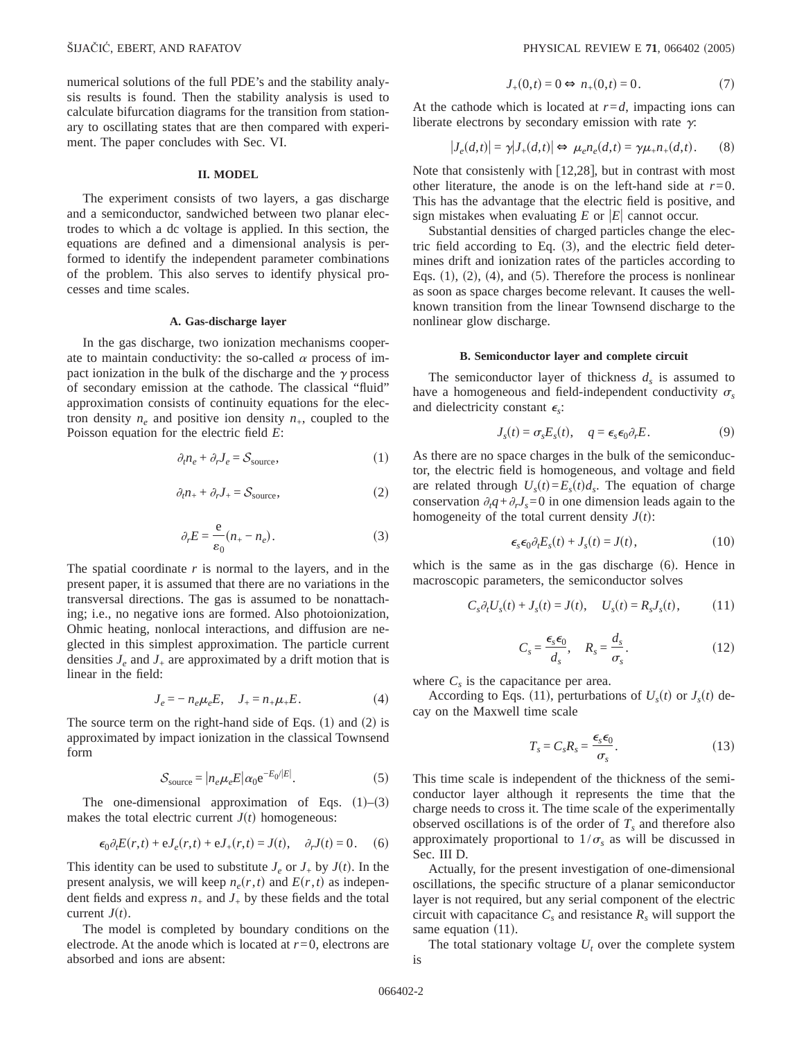numerical solutions of the full PDE's and the stability analysis results is found. Then the stability analysis is used to calculate bifurcation diagrams for the transition from stationary to oscillating states that are then compared with experiment. The paper concludes with Sec. VI.

## II. MODEL

The experiment consists of two layers, a gas discharge and a semiconductor, sandwiched between two planar electrodes to which a dc voltage is applied. In this section, the equations are defined and a dimensional analysis is performed to identify the independent parameter combinations of the problem. This also serves to identify physical processes and time scales.

### A. Gas-discharge layer

In the gas discharge, two ionization mechanisms cooperate to maintain conductivity: the so-called $\alpha$ process of impact ionization in the bulk of the discharge and the $\gamma$ process of secondary emission at the cathode. The classical "fluid" approximation consists of continuity equations for the electron density $n_e$ and positive ion density $n_+$, coupled to the Poisson equation for the electric field $E$:

$$\partial_t n_e + \partial_r J_e = \mathcal{S}_{\text{source}}, \tag{1}$$

$$\partial_t n_+ + \partial_r J_+ = \mathcal{S}_{\text{source}}, \tag{2}$$

$$\partial_r E = \frac{\mathrm{e}}{\varepsilon_0}(n_+ - n_e). \tag{3}$$

The spatial coordinate $r$ is normal to the layers, and in the present paper, it is assumed that there are no variations in the transversal directions. The gas is assumed to be nonattaching; i.e., no negative ions are formed. Also photoionization, Ohmic heating, nonlocal interactions, and diffusion are neglected in this simplest approximation. The particle current densities $J_e$ and $J_+$ are approximated by a drift motion that is linear in the field:

$$J_e = -n_e\mu_e E, \quad J_+ = n_+\mu_+ E. \tag{4}$$

The source term on the right-hand side of Eqs. (1) and (2) is approximated by impact ionization in the classical Townsend form

$$\mathcal{S}_{\text{source}} = |n_e\mu_e E|\alpha_0 \mathrm{e}^{-E_0/|E|}. \tag{5}$$

The one-dimensional approximation of Eqs. (1)–(3) makes the total electric current $J(t)$ homogeneous:

$$\epsilon_0\partial_t E(r,t) + \mathrm{e}J_e(r,t) + \mathrm{e}J_+(r,t) = J(t), \quad \partial_r J(t) = 0. \tag{6}$$

This identity can be used to substitute $J_e$ or $J_+$ by $J(t)$. In the present analysis, we will keep $n_e(r,t)$ and $E(r,t)$ as independent fields and express $n_+$ and $J_+$ by these fields and the total current $J(t)$.

The model is completed by boundary conditions on the electrode. At the anode which is located at $r=0$, electrons are absorbed and ions are absent:

$$J_+(0,t) = 0 \Leftrightarrow n_+(0,t) = 0. \tag{7}$$

At the cathode which is located at $r=d$, impacting ions can liberate electrons by secondary emission with rate $\gamma$:

$$|J_e(d,t)| = \gamma|J_+(d,t)| \Leftrightarrow \mu_e n_e(d,t) = \gamma\mu_+ n_+(d,t). \tag{8}$$

Note that consistenly with [12,28], but in contrast with most other literature, the anode is on the left-hand side at $r=0$. This has the advantage that the electric field is positive, and sign mistakes when evaluating $E$ or $|E|$ cannot occur.

Substantial densities of charged particles change the electric field according to Eq. (3), and the electric field determines drift and ionization rates of the particles according to Eqs. (1), (2), (4), and (5). Therefore the process is nonlinear as soon as space charges become relevant. It causes the well-known transition from the linear Townsend discharge to the nonlinear glow discharge.

### B. Semiconductor layer and complete circuit

The semiconductor layer of thickness $d_s$ is assumed to have a homogeneous and field-independent conductivity $\sigma_s$ and dielectricity constant $\epsilon_s$:

$$J_s(t) = \sigma_s E_s(t), \quad q = \epsilon_s\epsilon_0\partial_r E. \tag{9}$$

As there are no space charges in the bulk of the semiconductor, the electric field is homogeneous, and voltage and field are related through $U_s(t) = E_s(t)d_s$. The equation of charge conservation $\partial_t q + \partial_r J_s = 0$ in one dimension leads again to the homogeneity of the total current density $J(t)$:

$$\epsilon_s\epsilon_0\partial_t E_s(t) + J_s(t) = J(t), \tag{10}$$

which is the same as in the gas discharge (6). Hence in macroscopic parameters, the semiconductor solves

$$C_s\partial_t U_s(t) + J_s(t) = J(t), \quad U_s(t) = R_s J_s(t), \tag{11}$$

$$C_s = \frac{\epsilon_s\epsilon_0}{d_s}, \quad R_s = \frac{d_s}{\sigma_s}. \tag{12}$$

where $C_s$ is the capacitance per area.

According to Eqs. (11), perturbations of $U_s(t)$ or $J_s(t)$ decay on the Maxwell time scale

$$T_s = C_s R_s = \frac{\epsilon_s\epsilon_0}{\sigma_s}. \tag{13}$$

This time scale is independent of the thickness of the semiconductor layer although it represents the time that the charge needs to cross it. The time scale of the experimentally observed oscillations is of the order of $T_s$ and therefore also approximately proportional to $1/\sigma_s$ as will be discussed in Sec. III D.

Actually, for the present investigation of one-dimensional oscillations, the specific structure of a planar semiconductor layer is not required, but any serial component of the electric circuit with capacitance $C_s$ and resistance $R_s$ will support the same equation (11).

The total stationary voltage $U_t$ over the complete system is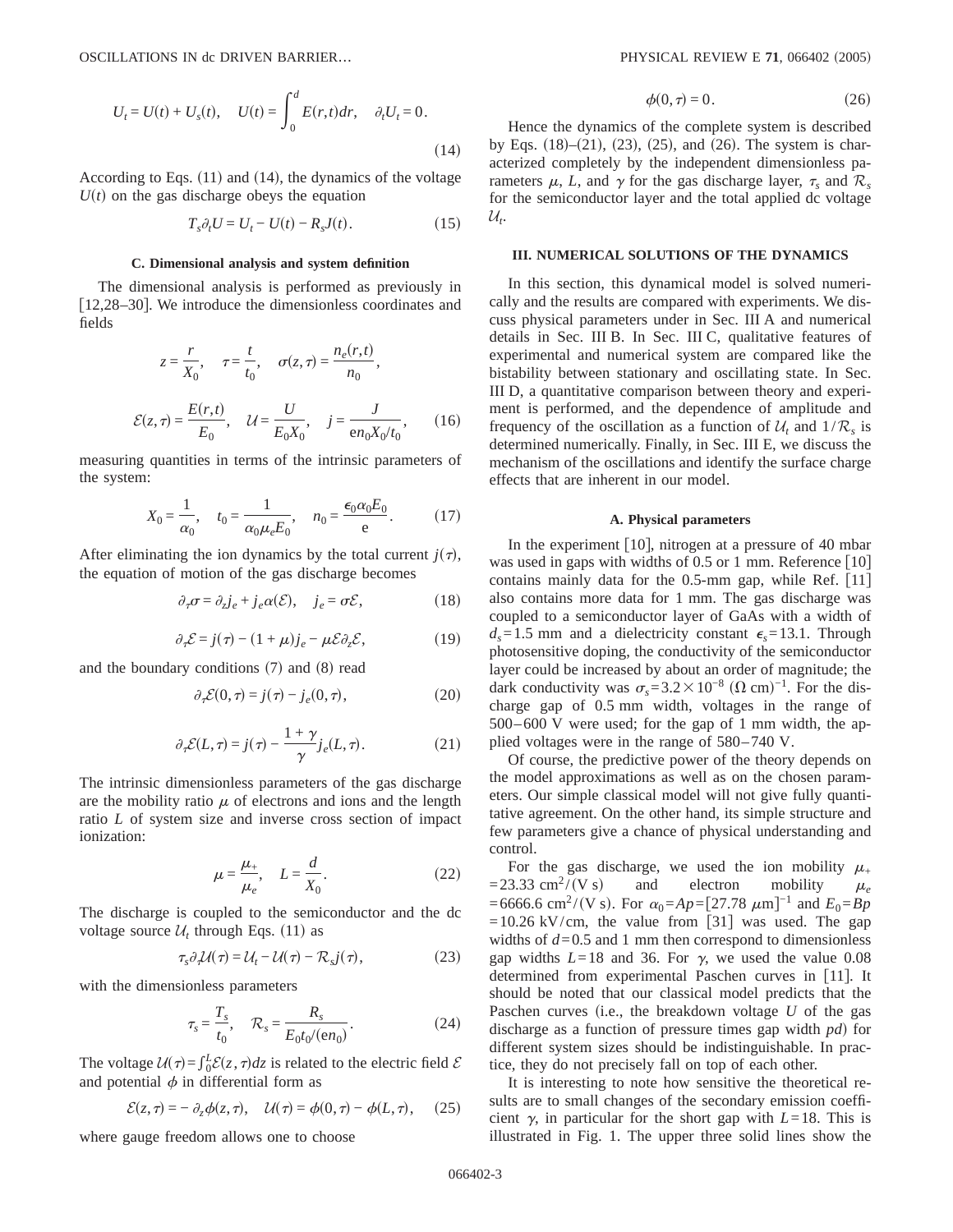$$U_t = U(t) + U_s(t), \quad U(t) = \int_0^d E(r,t)dr, \quad \partial_t U_t = 0. \tag{14}$$

According to Eqs. (11) and (14), the dynamics of the voltage $U(t)$ on the gas discharge obeys the equation

$$T_s \partial_t U = U_t - U(t) - R_s J(t). \tag{15}$$

### C. Dimensional analysis and system definition

The dimensional analysis is performed as previously in [12,28–30]. We introduce the dimensionless coordinates and fields

$$z = \frac{r}{X_0}, \quad \tau = \frac{t}{t_0}, \quad \sigma(z,\tau) = \frac{n_e(r,t)}{n_0},$$

$$\mathcal{E}(z,\tau) = \frac{E(r,t)}{E_0}, \quad \mathcal{U} = \frac{U}{E_0 X_0}, \quad j = \frac{J}{\mathrm{e} n_0 X_0/t_0}, \tag{16}$$

measuring quantities in terms of the intrinsic parameters of the system:

$$X_0 = \frac{1}{\alpha_0}, \quad t_0 = \frac{1}{\alpha_0 \mu_e E_0}, \quad n_0 = \frac{\epsilon_0 \alpha_0 E_0}{\mathrm{e}}. \tag{17}$$

After eliminating the ion dynamics by the total current $j(\tau)$, the equation of motion of the gas discharge becomes

$$\partial_\tau \sigma = \partial_z j_e + j_e \alpha(\mathcal{E}), \quad j_e = \sigma \mathcal{E}, \tag{18}$$

$$\partial_\tau \mathcal{E} = j(\tau) - (1+\mu) j_e - \mu \mathcal{E} \partial_z \mathcal{E}, \tag{19}$$

and the boundary conditions (7) and (8) read

$$\partial_\tau \mathcal{E}(0,\tau) = j(\tau) - j_e(0,\tau), \tag{20}$$

$$\partial_\tau \mathcal{E}(L,\tau) = j(\tau) - \frac{1+\gamma}{\gamma} j_e(L,\tau). \tag{21}$$

The intrinsic dimensionless parameters of the gas discharge are the mobility ratio $\mu$ of electrons and ions and the length ratio $L$ of system size and inverse cross section of impact ionization:

$$\mu = \frac{\mu_+}{\mu_e}, \quad L = \frac{d}{X_0}. \tag{22}$$

The discharge is coupled to the semiconductor and the dc voltage source $\mathcal{U}_t$ through Eqs. (11) as

$$\tau_s \partial_\tau \mathcal{U}(\tau) = \mathcal{U}_t - \mathcal{U}(\tau) - \mathcal{R}_s j(\tau), \tag{23}$$

with the dimensionless parameters

$$\tau_s = \frac{T_s}{t_0}, \quad \mathcal{R}_s = \frac{R_s}{E_0 t_0/(\mathrm{e} n_0)}. \tag{24}$$

The voltage $\mathcal{U}(\tau) = \int_0^L \mathcal{E}(z,\tau)dz$ is related to the electric field $\mathcal{E}$ and potential $\phi$ in differential form as

$$\mathcal{E}(z,\tau) = -\partial_z \phi(z,\tau), \quad \mathcal{U}(\tau) = \phi(0,\tau) - \phi(L,\tau), \tag{25}$$

where gauge freedom allows one to choose

$$\phi(0,\tau) = 0. \tag{26}$$

Hence the dynamics of the complete system is described by Eqs. (18)–(21), (23), (25), and (26). The system is characterized completely by the independent dimensionless parameters $\mu$, $L$, and $\gamma$ for the gas discharge layer, $\tau_s$ and $\mathcal{R}_s$ for the semiconductor layer and the total applied dc voltage $\mathcal{U}_t$.

## III. NUMERICAL SOLUTIONS OF THE DYNAMICS

In this section, this dynamical model is solved numerically and the results are compared with experiments. We discuss physical parameters under in Sec. III A and numerical details in Sec. III B. In Sec. III C, qualitative features of experimental and numerical system are compared like the bistability between stationary and oscillating state. In Sec. III D, a quantitative comparison between theory and experiment is performed, and the dependence of amplitude and frequency of the oscillation as a function of $\mathcal{U}_t$ and $1/\mathcal{R}_s$ is determined numerically. Finally, in Sec. III E, we discuss the mechanism of the oscillations and identify the surface charge effects that are inherent in our model.

### A. Physical parameters

In the experiment [10], nitrogen at a pressure of 40 mbar was used in gaps with widths of 0.5 or 1 mm. Reference [10] contains mainly data for the 0.5-mm gap, while Ref. [11] also contains more data for 1 mm. The gas discharge was coupled to a semiconductor layer of GaAs with a width of $d_s = 1.5$ mm and a dielectricity constant $\epsilon_s = 13.1$. Through photosensitive doping, the conductivity of the semiconductor layer could be increased by about an order of magnitude; the dark conductivity was $\sigma_s = 3.2 \times 10^{-8}$ $(\Omega\ \mathrm{cm})^{-1}$. For the discharge gap of 0.5 mm width, voltages in the range of 500–600 V were used; for the gap of 1 mm width, the applied voltages were in the range of 580–740 V.

Of course, the predictive power of the theory depends on the model approximations as well as on the chosen parameters. Our simple classical model will not give fully quantitative agreement. On the other hand, its simple structure and few parameters give a chance of physical understanding and control.

For the gas discharge, we used the ion mobility $\mu_+ = 23.33\ \mathrm{cm}^2/(\mathrm{V\ s})$ and electron mobility $\mu_e = 6666.6\ \mathrm{cm}^2/(\mathrm{V\ s})$. For $\alpha_0 = Ap = [27.78\ \mu\mathrm{m}]^{-1}$ and $E_0 = Bp = 10.26$ kV/cm, the value from [31] was used. The gap widths of $d = 0.5$ and 1 mm then correspond to dimensionless gap widths $L = 18$ and 36. For $\gamma$, we used the value 0.08 determined from experimental Paschen curves in [11]. It should be noted that our classical model predicts that the Paschen curves (i.e., the breakdown voltage $U$ of the gas discharge as a function of pressure times gap width $pd$) for different system sizes should be indistinguishable. In practice, they do not precisely fall on top of each other.

It is interesting to note how sensitive the theoretical results are to small changes of the secondary emission coefficient $\gamma$, in particular for the short gap with $L = 18$. This is illustrated in Fig. 1. The upper three solid lines show the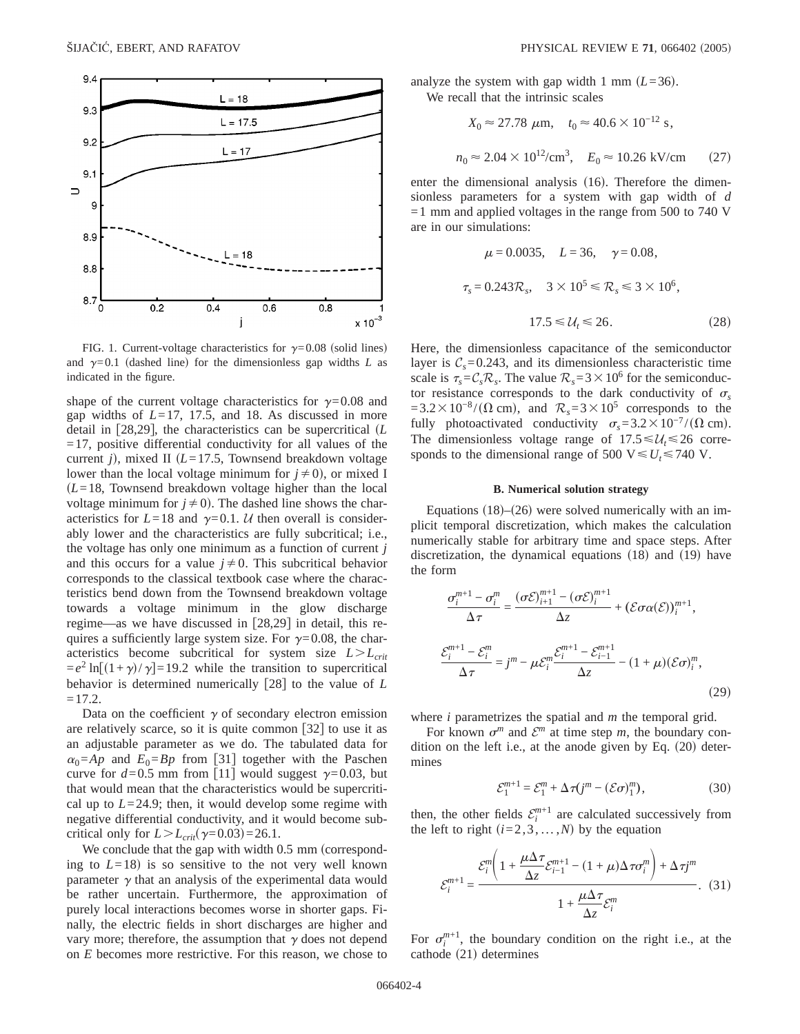FIG. 1. Current-voltage characteristics for $\gamma=0.08$ (solid lines) and $\gamma=0.1$ (dashed line) for the dimensionless gap widths $L$ as indicated in the figure.

shape of the current voltage characteristics for $\gamma=0.08$ and gap widths of $L=17$, 17.5, and 18. As discussed in more detail in [28,29], the characteristics can be supercritical ($L=17$, positive differential conductivity for all values of the current $j$), mixed II ($L=17.5$, Townsend breakdown voltage lower than the local voltage minimum for $j\neq 0$), or mixed I ($L=18$, Townsend breakdown voltage higher than the local voltage minimum for $j\neq 0$). The dashed line shows the characteristics for $L=18$ and $\gamma=0.1$. $\mathcal{U}$ then overall is considerably lower and the characteristics are fully subcritical; i.e., the voltage has only one minimum as a function of current $j$ and this occurs for a value $j\neq 0$. This subcritical behavior corresponds to the classical textbook case where the characteristics bend down from the Townsend breakdown voltage towards a voltage minimum in the glow discharge regime—as we have discussed in [28,29] in detail, this requires a sufficiently large system size. For $\gamma=0.08$, the characteristics become subcritical for system size $L>L_{crit}=e^2\ln[(1+\gamma)/\gamma]=19.2$ while the transition to supercritical behavior is determined numerically [28] to the value of $L=17.2$.

Data on the coefficient $\gamma$ of secondary electron emission are relatively scarce, so it is quite common [32] to use it as an adjustable parameter as we do. The tabulated data for $\alpha_0=Ap$ and $E_0=Bp$ from [31] together with the Paschen curve for $d=0.5$ mm from [11] would suggest $\gamma=0.03$, but that would mean that the characteristics would be supercritical up to $L=24.9$; then, it would develop some regime with negative differential conductivity, and it would become subcritical only for $L>L_{crit}(\gamma=0.03)=26.1$.

We conclude that the gap with width 0.5 mm (corresponding to $L=18$) is so sensitive to the not very well known parameter $\gamma$ that an analysis of the experimental data would be rather uncertain. Furthermore, the approximation of purely local interactions becomes worse in shorter gaps. Finally, the electric fields in short discharges are higher and vary more; therefore, the assumption that $\gamma$ does not depend on $E$ becomes more restrictive. For this reason, we chose to analyze the system with gap width 1 mm ($L=36$).

We recall that the intrinsic scales

$$X_0\approx 27.78\ \mu\text{m},\quad t_0\approx 40.6\times 10^{-12}\ \text{s},$$

$$n_0\approx 2.04\times 10^{12}/\text{cm}^3,\quad E_0\approx 10.26\ \text{kV/cm} \tag{27}$$

enter the dimensional analysis (16). Therefore the dimensionless parameters for a system with gap width of $d=1$ mm and applied voltages in the range from 500 to 740 V are in our simulations:

$$\mu=0.0035,\quad L=36,\quad \gamma=0.08,$$

$$\tau_s=0.243\mathcal{R}_s,\quad 3\times 10^5\leqslant \mathcal{R}_s\leqslant 3\times 10^6,$$

$$17.5\leqslant \mathcal{U}_t\leqslant 26. \tag{28}$$

Here, the dimensionless capacitance of the semiconductor layer is $\mathcal{C}_s=0.243$, and its dimensionless characteristic time scale is $\tau_s=\mathcal{C}_s\mathcal{R}_s$. The value $\mathcal{R}_s=3\times 10^6$ for the semiconductor resistance corresponds to the dark conductivity of $\sigma_s=3.2\times 10^{-8}/(\Omega\ \text{cm})$, and $\mathcal{R}_s=3\times 10^5$ corresponds to the fully photoactivated conductivity $\sigma_s=3.2\times 10^{-7}/(\Omega\ \text{cm})$. The dimensionless voltage range of $17.5\leqslant\mathcal{U}_t\leqslant 26$ corresponds to the dimensional range of $500\ \text{V}\leqslant U_t\leqslant 740\ \text{V}$.

### B. Numerical solution strategy

Equations (18)–(26) were solved numerically with an implicit temporal discretization, which makes the calculation numerically stable for arbitrary time and space steps. After discretization, the dynamical equations (18) and (19) have the form

$$\frac{\sigma_i^{m+1}-\sigma_i^m}{\Delta\tau}=\frac{(\sigma\mathcal{E})_{i+1}^{m+1}-(\sigma\mathcal{E})_i^{m+1}}{\Delta z}+(\mathcal{E}\sigma\alpha(\mathcal{E}))_i^{m+1},$$

$$\frac{\mathcal{E}_i^{m+1}-\mathcal{E}_i^m}{\Delta\tau}=j^m-\mu\mathcal{E}_i^m\frac{\mathcal{E}_i^{m+1}-\mathcal{E}_{i-1}^{m+1}}{\Delta z}-(1+\mu)(\mathcal{E}\sigma)_i^m, \tag{29}$$

where $i$ parametrizes the spatial and $m$ the temporal grid.

For known $\sigma^m$ and $\mathcal{E}^m$ at time step $m$, the boundary condition on the left i.e., at the anode given by Eq. (20) determines

$$\mathcal{E}_1^{m+1}=\mathcal{E}_1^m+\Delta\tau(j^m-(\mathcal{E}\sigma)_1^m), \tag{30}$$

then, the other fields $\mathcal{E}_i^{m+1}$ are calculated successively from the left to right ($i=2,3,\ldots,N$) by the equation

$$\mathcal{E}_i^{m+1}=\frac{\mathcal{E}_i^m\left(1+\dfrac{\mu\Delta\tau}{\Delta z}\mathcal{E}_{i-1}^{m+1}-(1+\mu)\Delta\tau\sigma_i^m\right)+\Delta\tau j^m}{1+\dfrac{\mu\Delta\tau}{\Delta z}\mathcal{E}_i^m}. \tag{31}$$

For $\sigma_i^{m+1}$, the boundary condition on the right i.e., at the cathode (21) determines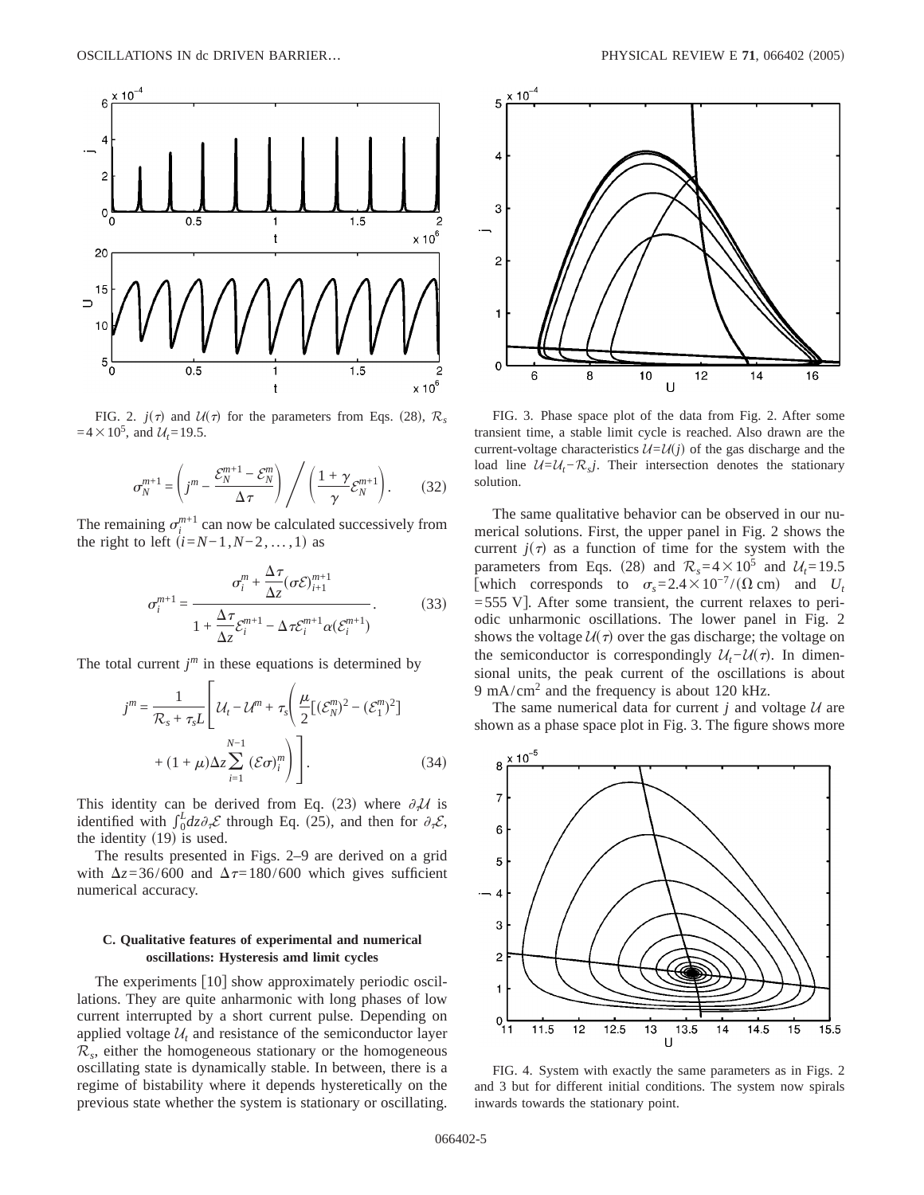FIG. 2. $j(\tau)$ and $\mathcal{U}(\tau)$ for the parameters from Eqs. (28), $\mathcal{R}_s = 4\times 10^5$, and $\mathcal{U}_t = 19.5$.

$$\sigma_N^{m+1} = \left( j^m - \frac{\mathcal{E}_N^{m+1} - \mathcal{E}_N^m}{\Delta\tau} \right) \Bigg/ \left( \frac{1+\gamma}{\gamma}\mathcal{E}_N^{m+1} \right). \qquad (32)$$

The remaining $\sigma_i^{m+1}$ can now be calculated successively from the right to left $(i=N-1, N-2, \ldots, 1)$ as

$$\sigma_i^{m+1} = \frac{\sigma_i^m + \dfrac{\Delta\tau}{\Delta z}(\sigma\mathcal{E})_{i+1}^{m+1}}{1 + \dfrac{\Delta\tau}{\Delta z}\mathcal{E}_i^{m+1} - \Delta\tau\mathcal{E}_i^{m+1}\alpha(\mathcal{E}_i^{m+1})}. \qquad (33)$$

The total current $j^m$ in these equations is determined by

$$j^m = \frac{1}{\mathcal{R}_s + \tau_s L}\left[ \mathcal{U}_t - \mathcal{U}^m + \tau_s\left( \frac{\mu}{2}[(\mathcal{E}_N^m)^2 - (\mathcal{E}_1^m)^2] + (1+\mu)\Delta z \sum_{i=1}^{N-1} (\mathcal{E}\sigma)_i^m \right) \right]. \qquad (34)$$

This identity can be derived from Eq. (23) where $\partial_\tau \mathcal{U}$ is identified with $\int_0^L dz\, \partial_\tau \mathcal{E}$ through Eq. (25), and then for $\partial_\tau \mathcal{E}$, the identity (19) is used.

The results presented in Figs. 2–9 are derived on a grid with $\Delta z = 36/600$ and $\Delta\tau = 180/600$ which gives sufficient numerical accuracy.

### C. Qualitative features of experimental and numerical oscillations: Hysteresis amd limit cycles

The experiments [10] show approximately periodic oscillations. They are quite anharmonic with long phases of low current interrupted by a short current pulse. Depending on applied voltage $\mathcal{U}_t$ and resistance of the semiconductor layer $\mathcal{R}_s$, either the homogeneous stationary or the homogeneous oscillating state is dynamically stable. In between, there is a regime of bistability where it depends hysteretically on the previous state whether the system is stationary or oscillating.

FIG. 3. Phase space plot of the data from Fig. 2. After some transient time, a stable limit cycle is reached. Also drawn are the current-voltage characteristics $\mathcal{U} = \mathcal{U}(j)$ of the gas discharge and the load line $\mathcal{U} = \mathcal{U}_t - \mathcal{R}_s j$. Their intersection denotes the stationary solution.

The same qualitative behavior can be observed in our numerical solutions. First, the upper panel in Fig. 2 shows the current $j(\tau)$ as a function of time for the system with the parameters from Eqs. (28) and $\mathcal{R}_s = 4\times 10^5$ and $\mathcal{U}_t = 19.5$ [which corresponds to $\sigma_s = 2.4\times 10^{-7}/(\Omega\ \mathrm{cm})$ and $U_t = 555$ V]. After some transient, the current relaxes to periodic unharmonic oscillations. The lower panel in Fig. 2 shows the voltage $\mathcal{U}(\tau)$ over the gas discharge; the voltage on the semiconductor is correspondingly $\mathcal{U}_t - \mathcal{U}(\tau)$. In dimensional units, the peak current of the oscillations is about 9 mA/cm$^2$ and the frequency is about 120 kHz.

The same numerical data for current $j$ and voltage $\mathcal{U}$ are shown as a phase space plot in Fig. 3. The figure shows more

FIG. 4. System with exactly the same parameters as in Figs. 2 and 3 but for different initial conditions. The system now spirals inwards towards the stationary point.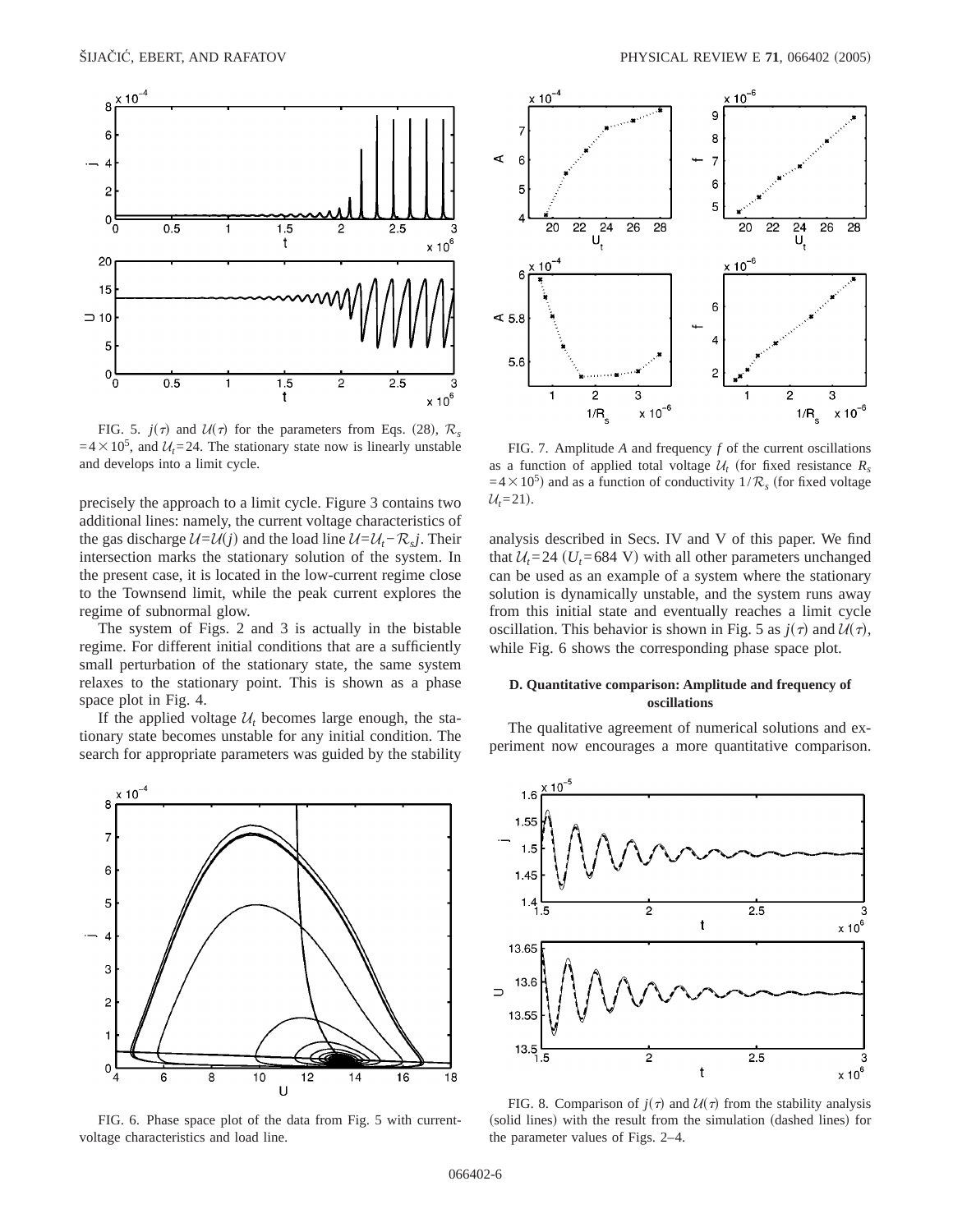FIG. 5. $j(\tau)$ and $\mathcal{U}(\tau)$ for the parameters from Eqs. (28), $\mathcal{R}_s = 4 \times 10^5$, and $\mathcal{U}_t = 24$. The stationary state now is linearly unstable and develops into a limit cycle.

precisely the approach to a limit cycle. Figure 3 contains two additional lines: namely, the current voltage characteristics of the gas discharge $\mathcal{U} = \mathcal{U}(j)$ and the load line $\mathcal{U} = \mathcal{U}_t - \mathcal{R}_s j$. Their intersection marks the stationary solution of the system. In the present case, it is located in the low-current regime close to the Townsend limit, while the peak current explores the regime of subnormal glow.

The system of Figs. 2 and 3 is actually in the bistable regime. For different initial conditions that are a sufficiently small perturbation of the stationary state, the same system relaxes to the stationary point. This is shown as a phase space plot in Fig. 4.

If the applied voltage $\mathcal{U}_t$ becomes large enough, the stationary state becomes unstable for any initial condition. The search for appropriate parameters was guided by the stability analysis described in Secs. IV and V of this paper. We find that $\mathcal{U}_t = 24$ ($U_t = 684$ V) with all other parameters unchanged can be used as an example of a system where the stationary solution is dynamically unstable, and the system runs away from this initial state and eventually reaches a limit cycle oscillation. This behavior is shown in Fig. 5 as $j(\tau)$ and $\mathcal{U}(\tau)$, while Fig. 6 shows the corresponding phase space plot.

FIG. 6. Phase space plot of the data from Fig. 5 with current-voltage characteristics and load line.

FIG. 7. Amplitude $A$ and frequency $f$ of the current oscillations as a function of applied total voltage $\mathcal{U}_t$ (for fixed resistance $R_s = 4 \times 10^5$) and as a function of conductivity $1/\mathcal{R}_s$ (for fixed voltage $\mathcal{U}_t = 21$).

### D. Quantitative comparison: Amplitude and frequency of oscillations

The qualitative agreement of numerical solutions and experiment now encourages a more quantitative comparison.

FIG. 8. Comparison of $j(\tau)$ and $\mathcal{U}(\tau)$ from the stability analysis (solid lines) with the result from the simulation (dashed lines) for the parameter values of Figs. 2–4.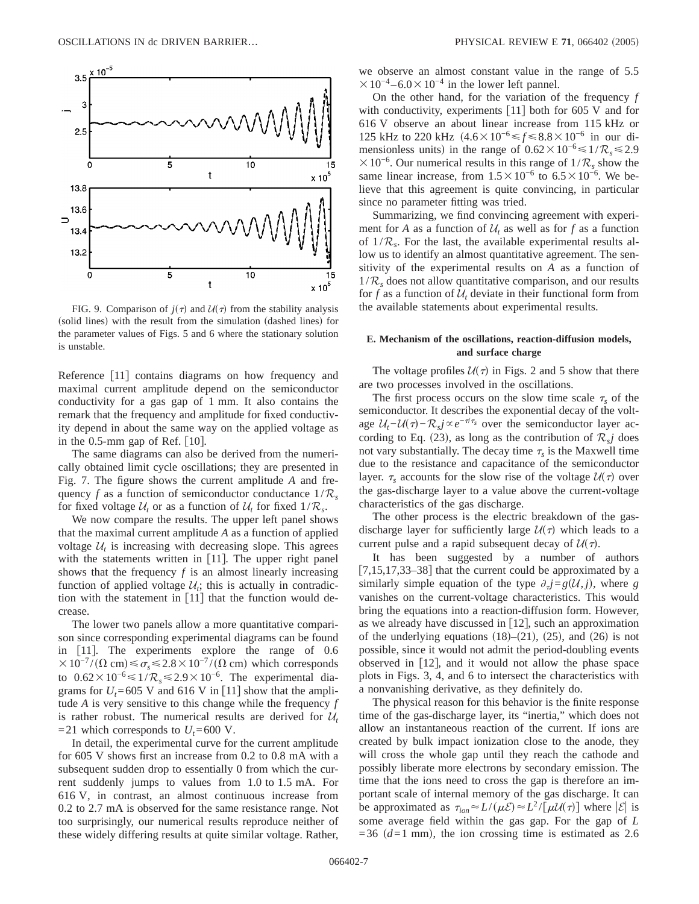FIG. 9. Comparison of $j(\tau)$ and $\mathcal{U}(\tau)$ from the stability analysis (solid lines) with the result from the simulation (dashed lines) for the parameter values of Figs. 5 and 6 where the stationary solution is unstable.

Reference [11] contains diagrams on how frequency and maximal current amplitude depend on the semiconductor conductivity for a gas gap of 1 mm. It also contains the remark that the frequency and amplitude for fixed conductivity depend in about the same way on the applied voltage as in the 0.5-mm gap of Ref. [10].

The same diagrams can also be derived from the numerically obtained limit cycle oscillations; they are presented in Fig. 7. The figure shows the current amplitude $A$ and frequency $f$ as a function of semiconductor conductance $1/\mathcal{R}_s$ for fixed voltage $\mathcal{U}_t$ or as a function of $\mathcal{U}_t$ for fixed $1/\mathcal{R}_s$.

We now compare the results. The upper left panel shows that the maximal current amplitude $A$ as a function of applied voltage $\mathcal{U}_t$ is increasing with decreasing slope. This agrees with the statements written in [11]. The upper right panel shows that the frequency $f$ is an almost linearly increasing function of applied voltage $\mathcal{U}_t$; this is actually in contradiction with the statement in [11] that the function would decrease.

The lower two panels allow a more quantitative comparison since corresponding experimental diagrams can be found in [11]. The experiments explore the range of $0.6 \times 10^{-7}/(\Omega\ \text{cm}) \leq \sigma_s \leq 2.8 \times 10^{-7}/(\Omega\ \text{cm})$ which corresponds to $0.62 \times 10^{-6} \leq 1/\mathcal{R}_s \leq 2.9 \times 10^{-6}$. The experimental diagrams for $U_t = 605$ V and 616 V in [11] show that the amplitude $A$ is very sensitive to this change while the frequency $f$ is rather robust. The numerical results are derived for $\mathcal{U}_t = 21$ which corresponds to $U_t = 600$ V.

In detail, the experimental curve for the current amplitude for 605 V shows first an increase from 0.2 to 0.8 mA with a subsequent sudden drop to essentially 0 from which the current suddenly jumps to values from 1.0 to 1.5 mA. For 616 V, in contrast, an almost continuous increase from 0.2 to 2.7 mA is observed for the same resistance range. Not too surprisingly, our numerical results reproduce neither of these widely differing results at quite similar voltage. Rather, we observe an almost constant value in the range of $5.5 \times 10^{-4} - 6.0 \times 10^{-4}$ in the lower left pannel.

On the other hand, for the variation of the frequency $f$ with conductivity, experiments [11] both for 605 V and for 616 V observe an about linear increase from 115 kHz or 125 kHz to 220 kHz $(4.6 \times 10^{-6} \leq f \leq 8.8 \times 10^{-6}$ in our dimensionless units) in the range of $0.62 \times 10^{-6} \leq 1/\mathcal{R}_s \leq 2.9 \times 10^{-6}$. Our numerical results in this range of $1/\mathcal{R}_s$ show the same linear increase, from $1.5 \times 10^{-6}$ to $6.5 \times 10^{-6}$. We believe that this agreement is quite convincing, in particular since no parameter fitting was tried.

Summarizing, we find convincing agreement with experiment for $A$ as a function of $\mathcal{U}_t$ as well as for $f$ as a function of $1/\mathcal{R}_s$. For the last, the available experimental results allow us to identify an almost quantitative agreement. The sensitivity of the experimental results on $A$ as a function of $1/\mathcal{R}_s$ does not allow quantitative comparison, and our results for $f$ as a function of $\mathcal{U}_t$ deviate in their functional form from the available statements about experimental results.

### E. Mechanism of the oscillations, reaction-diffusion models, and surface charge

The voltage profiles $\mathcal{U}(\tau)$ in Figs. 2 and 5 show that there are two processes involved in the oscillations.

The first process occurs on the slow time scale $\tau_s$ of the semiconductor. It describes the exponential decay of the voltage $\mathcal{U}_t - \mathcal{U}(\tau) - \mathcal{R}_s j \propto e^{-\tau/\tau_s}$ over the semiconductor layer according to Eq. (23), as long as the contribution of $\mathcal{R}_s j$ does not vary substantially. The decay time $\tau_s$ is the Maxwell time due to the resistance and capacitance of the semiconductor layer. $\tau_s$ accounts for the slow rise of the voltage $\mathcal{U}(\tau)$ over the gas-discharge layer to a value above the current-voltage characteristics of the gas discharge.

The other process is the electric breakdown of the gas-discharge layer for sufficiently large $\mathcal{U}(\tau)$ which leads to a current pulse and a rapid subsequent decay of $\mathcal{U}(\tau)$.

It has been suggested by a number of authors [7,15,17,33–38] that the current could be approximated by a similarly simple equation of the type $\partial_\tau j = g(\mathcal{U}, j)$, where $g$ vanishes on the current-voltage characteristics. This would bring the equations into a reaction-diffusion form. However, as we already have discussed in [12], such an approximation of the underlying equations (18)–(21), (25), and (26) is not possible, since it would not admit the period-doubling events observed in [12], and it would not allow the phase space plots in Figs. 3, 4, and 6 to intersect the characteristics with a nonvanishing derivative, as they definitely do.

The physical reason for this behavior is the finite response time of the gas-discharge layer, its "inertia," which does not allow an instantaneous reaction of the current. If ions are created by bulk impact ionization close to the anode, they will cross the whole gap until they reach the cathode and possibly liberate more electrons by secondary emission. The time that the ions need to cross the gap is therefore an important scale of internal memory of the gas discharge. It can be approximated as $\tau_{ion} \approx L/(\mu \mathcal{E}) \approx L^2/[\mu \mathcal{U}(\tau)]$ where $|\mathcal{E}|$ is some average field within the gas gap. For the gap of $L = 36$ $(d = 1$ mm), the ion crossing time is estimated as 2.6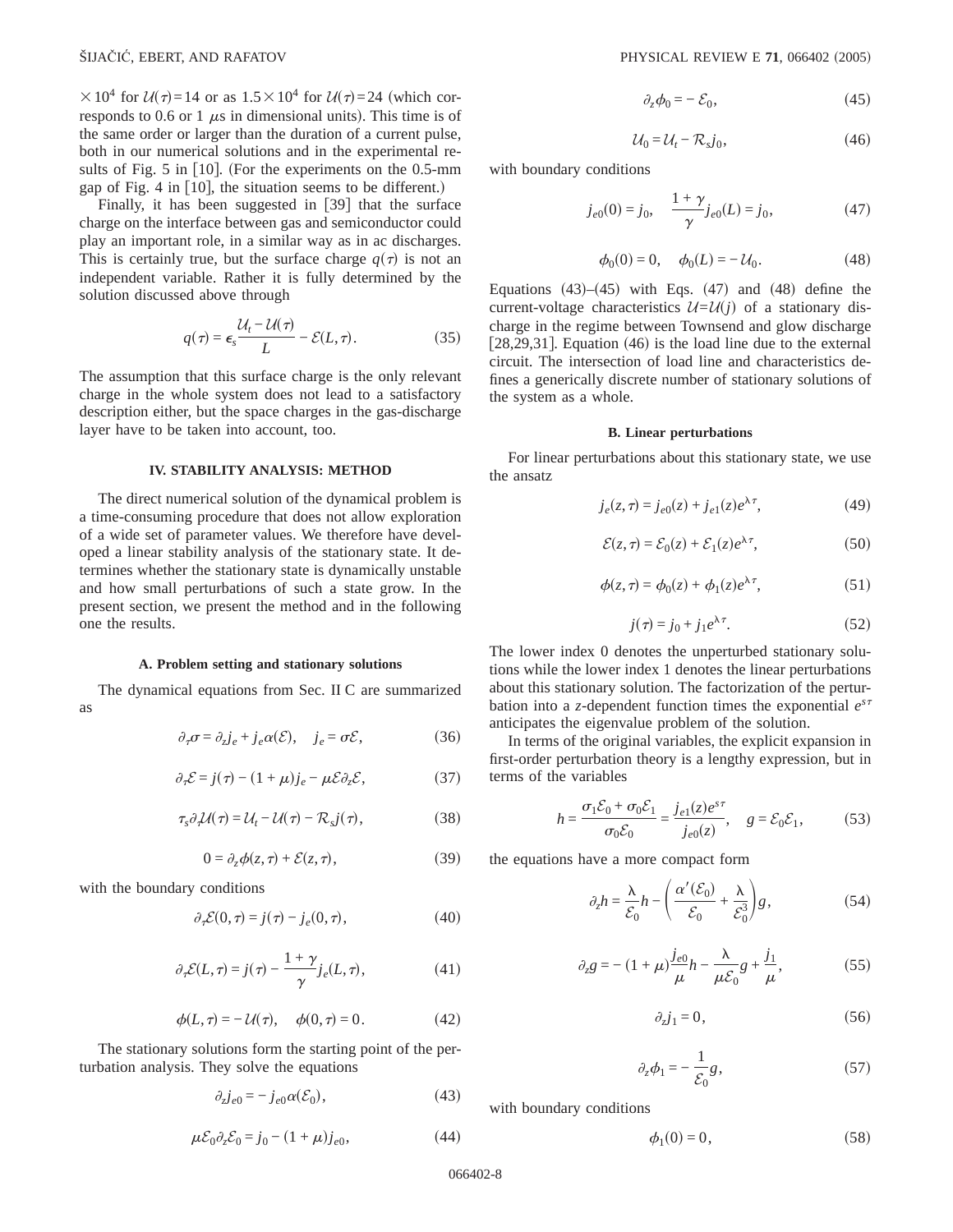$\times 10^4$ for $\mathcal{U}(\tau)=14$ or as $1.5\times 10^4$ for $\mathcal{U}(\tau)=24$ (which corresponds to 0.6 or 1 $\mu$s in dimensional units). This time is of the same order or larger than the duration of a current pulse, both in our numerical solutions and in the experimental results of Fig. 5 in [10]. (For the experiments on the 0.5-mm gap of Fig. 4 in [10], the situation seems to be different.)

Finally, it has been suggested in [39] that the surface charge on the interface between gas and semiconductor could play an important role, in a similar way as in ac discharges. This is certainly true, but the surface charge $q(\tau)$ is not an independent variable. Rather it is fully determined by the solution discussed above through

$$q(\tau) = \epsilon_s \frac{\mathcal{U}_t - \mathcal{U}(\tau)}{L} - \mathcal{E}(L,\tau). \tag{35}$$

The assumption that this surface charge is the only relevant charge in the whole system does not lead to a satisfactory description either, but the space charges in the gas-discharge layer have to be taken into account, too.

## IV. STABILITY ANALYSIS: METHOD

The direct numerical solution of the dynamical problem is a time-consuming procedure that does not allow exploration of a wide set of parameter values. We therefore have developed a linear stability analysis of the stationary state. It determines whether the stationary state is dynamically unstable and how small perturbations of such a state grow. In the present section, we present the method and in the following one the results.

### A. Problem setting and stationary solutions

The dynamical equations from Sec. II C are summarized as

$$\partial_\tau \sigma = \partial_z j_e + j_e \alpha(\mathcal{E}), \quad j_e = \sigma \mathcal{E}, \tag{36}$$

$$\partial_\tau \mathcal{E} = j(\tau) - (1+\mu) j_e - \mu \mathcal{E} \partial_z \mathcal{E}, \tag{37}$$

$$\tau_s \partial_\tau \mathcal{U}(\tau) = \mathcal{U}_t - \mathcal{U}(\tau) - \mathcal{R}_s j(\tau), \tag{38}$$

$$0 = \partial_z \phi(z,\tau) + \mathcal{E}(z,\tau), \tag{39}$$

with the boundary conditions

$$\partial_\tau \mathcal{E}(0,\tau) = j(\tau) - j_e(0,\tau), \tag{40}$$

$$\partial_\tau \mathcal{E}(L,\tau) = j(\tau) - \frac{1+\gamma}{\gamma} j_e(L,\tau), \tag{41}$$

$$\phi(L,\tau) = -\mathcal{U}(\tau), \quad \phi(0,\tau) = 0. \tag{42}$$

The stationary solutions form the starting point of the perturbation analysis. They solve the equations

$$\partial_z j_{e0} = -j_{e0}\alpha(\mathcal{E}_0), \tag{43}$$

$$\mu \mathcal{E}_0 \partial_z \mathcal{E}_0 = j_0 - (1+\mu) j_{e0}, \tag{44}$$

$$\partial_z \phi_0 = -\mathcal{E}_0, \tag{45}$$

$$\mathcal{U}_0 = \mathcal{U}_t - \mathcal{R}_s j_0, \tag{46}$$

with boundary conditions

$$j_{e0}(0) = j_0, \quad \frac{1+\gamma}{\gamma} j_{e0}(L) = j_0, \tag{47}$$

$$\phi_0(0) = 0, \quad \phi_0(L) = -\mathcal{U}_0. \tag{48}$$

Equations (43)–(45) with Eqs. (47) and (48) define the current-voltage characteristics $\mathcal{U}=\mathcal{U}(j)$ of a stationary discharge in the regime between Townsend and glow discharge [28,29,31]. Equation (46) is the load line due to the external circuit. The intersection of load line and characteristics defines a generically discrete number of stationary solutions of the system as a whole.

### B. Linear perturbations

For linear perturbations about this stationary state, we use the ansatz

$$j_e(z,\tau) = j_{e0}(z) + j_{e1}(z) e^{\lambda\tau}, \tag{49}$$

$$\mathcal{E}(z,\tau) = \mathcal{E}_0(z) + \mathcal{E}_1(z) e^{\lambda\tau}, \tag{50}$$

$$\phi(z,\tau) = \phi_0(z) + \phi_1(z) e^{\lambda\tau}, \tag{51}$$

$$j(\tau) = j_0 + j_1 e^{\lambda\tau}. \tag{52}$$

The lower index 0 denotes the unperturbed stationary solutions while the lower index 1 denotes the linear perturbations about this stationary solution. The factorization of the perturbation into a $z$-dependent function times the exponential $e^{s\tau}$ anticipates the eigenvalue problem of the solution.

In terms of the original variables, the explicit expansion in first-order perturbation theory is a lengthy expression, but in terms of the variables

$$h = \frac{\sigma_1 \mathcal{E}_0 + \sigma_0 \mathcal{E}_1}{\sigma_0 \mathcal{E}_0} = \frac{j_{e1}(z) e^{s\tau}}{j_{e0}(z)}, \quad g = \mathcal{E}_0 \mathcal{E}_1, \tag{53}$$

the equations have a more compact form

$$\partial_z h = \frac{\lambda}{\mathcal{E}_0} h - \left( \frac{\alpha'(\mathcal{E}_0)}{\mathcal{E}_0} + \frac{\lambda}{\mathcal{E}_0^3} \right) g, \tag{54}$$

$$\partial_z g = -(1+\mu) \frac{j_{e0}}{\mu} h - \frac{\lambda}{\mu \mathcal{E}_0} g + \frac{j_1}{\mu}, \tag{55}$$

$$\partial_z j_1 = 0, \tag{56}$$

$$\partial_z \phi_1 = -\frac{1}{\mathcal{E}_0} g, \tag{57}$$

with boundary conditions

$$\phi_1(0) = 0, \tag{58}$$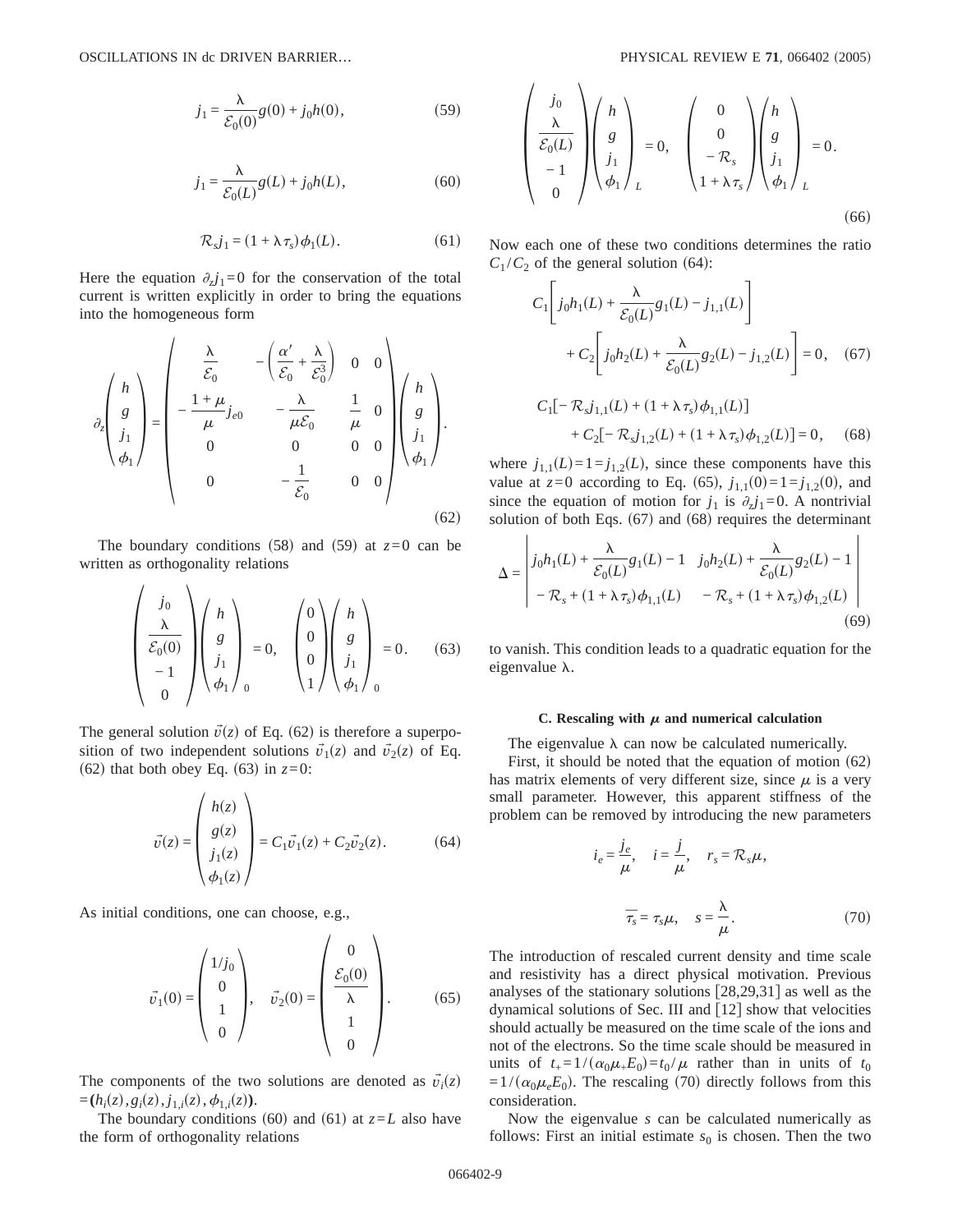$$j_1 = \frac{\lambda}{\mathcal{E}_0(0)} g(0) + j_0 h(0), \tag{59}$$

$$j_1 = \frac{\lambda}{\mathcal{E}_0(L)} g(L) + j_0 h(L), \tag{60}$$

$$\mathcal{R}_s j_1 = (1 + \lambda \tau_s) \phi_1(L). \tag{61}$$

Here the equation $\partial_z j_1 = 0$ for the conservation of the total current is written explicitly in order to bring the equations into the homogeneous form

$$\partial_z \begin{pmatrix} h \\ g \\ j_1 \\ \phi_1 \end{pmatrix} = \begin{pmatrix} \frac{\lambda}{\mathcal{E}_0} & -\left(\frac{\alpha'}{\mathcal{E}_0} + \frac{\lambda}{\mathcal{E}_0^3}\right) & 0 & 0 \\ -\frac{1+\mu}{\mu} j_{e0} & -\frac{\lambda}{\mu \mathcal{E}_0} & \frac{1}{\mu} & 0 \\ 0 & 0 & 0 & 0 \\ 0 & -\frac{1}{\mathcal{E}_0} & 0 & 0 \end{pmatrix} \begin{pmatrix} h \\ g \\ j_1 \\ \phi_1 \end{pmatrix}. \tag{62}$$

The boundary conditions (58) and (59) at $z=0$ can be written as orthogonality relations

$$\begin{pmatrix} j_0 \\ \frac{\lambda}{\mathcal{E}_0(0)} \\ -1 \\ 0 \end{pmatrix} \begin{pmatrix} h \\ g \\ j_1 \\ \phi_1 \end{pmatrix}_0 = 0, \quad \begin{pmatrix} 0 \\ 0 \\ 0 \\ 1 \end{pmatrix} \begin{pmatrix} h \\ g \\ j_1 \\ \phi_1 \end{pmatrix}_0 = 0. \tag{63}$$

The general solution $\vec{v}(z)$ of Eq. (62) is therefore a superposition of two independent solutions $\vec{v}_1(z)$ and $\vec{v}_2(z)$ of Eq. (62) that both obey Eq. (63) in $z=0$:

$$\vec{v}(z) = \begin{pmatrix} h(z) \\ g(z) \\ j_1(z) \\ \phi_1(z) \end{pmatrix} = C_1 \vec{v}_1(z) + C_2 \vec{v}_2(z). \tag{64}$$

As initial conditions, one can choose, e.g.,

$$\vec{v}_1(0) = \begin{pmatrix} 1/j_0 \\ 0 \\ 1 \\ 0 \end{pmatrix}, \quad \vec{v}_2(0) = \begin{pmatrix} 0 \\ \frac{\mathcal{E}_0(0)}{\lambda} \\ 1 \\ 0 \end{pmatrix}. \tag{65}$$

The components of the two solutions are denoted as $\vec{v}_i(z) = (h_i(z), g_i(z), j_{1,i}(z), \phi_{1,i}(z))$.

The boundary conditions (60) and (61) at $z=L$ also have the form of orthogonality relations

$$\begin{pmatrix} j_0 \\ \frac{\lambda}{\mathcal{E}_0(L)} \\ -1 \\ 0 \end{pmatrix} \begin{pmatrix} h \\ g \\ j_1 \\ \phi_1 \end{pmatrix}_L = 0, \quad \begin{pmatrix} 0 \\ 0 \\ -\mathcal{R}_s \\ 1 + \lambda \tau_s \end{pmatrix} \begin{pmatrix} h \\ g \\ j_1 \\ \phi_1 \end{pmatrix}_L = 0. \tag{66}$$

Now each one of these two conditions determines the ratio $C_1/C_2$ of the general solution (64):

$$C_1 \left[ j_0 h_1(L) + \frac{\lambda}{\mathcal{E}_0(L)} g_1(L) - j_{1,1}(L) \right] + C_2 \left[ j_0 h_2(L) + \frac{\lambda}{\mathcal{E}_0(L)} g_2(L) - j_{1,2}(L) \right] = 0, \tag{67}$$

$$C_1 [-\mathcal{R}_s j_{1,1}(L) + (1 + \lambda \tau_s) \phi_{1,1}(L)] + C_2 [-\mathcal{R}_s j_{1,2}(L) + (1 + \lambda \tau_s) \phi_{1,2}(L)] = 0, \tag{68}$$

where $j_{1,1}(L) = 1 = j_{1,2}(L)$, since these components have this value at $z=0$ according to Eq. (65), $j_{1,1}(0) = 1 = j_{1,2}(0)$, and since the equation of motion for $j_1$ is $\partial_z j_1 = 0$. A nontrivial solution of both Eqs. (67) and (68) requires the determinant

$$\Delta = \begin{vmatrix} j_0 h_1(L) + \frac{\lambda}{\mathcal{E}_0(L)} g_1(L) - 1 & j_0 h_2(L) + \frac{\lambda}{\mathcal{E}_0(L)} g_2(L) - 1 \\ -\mathcal{R}_s + (1 + \lambda \tau_s) \phi_{1,1}(L) & -\mathcal{R}_s + (1 + \lambda \tau_s) \phi_{1,2}(L) \end{vmatrix} \tag{69}$$

to vanish. This condition leads to a quadratic equation for the eigenvalue $\lambda$.

### C. Rescaling with $\mu$ and numerical calculation

The eigenvalue $\lambda$ can now be calculated numerically.

First, it should be noted that the equation of motion (62) has matrix elements of very different size, since $\mu$ is a very small parameter. However, this apparent stiffness of the problem can be removed by introducing the new parameters

$$i_e = \frac{j_e}{\mu}, \quad i = \frac{j}{\mu}, \quad r_s = \mathcal{R}_s \mu,$$

$$\overline{\tau_s} = \tau_s \mu, \quad s = \frac{\lambda}{\mu}. \tag{70}$$

The introduction of rescaled current density and time scale and resistivity has a direct physical motivation. Previous analyses of the stationary solutions [28,29,31] as well as the dynamical solutions of Sec. III and [12] show that velocities should actually be measured on the time scale of the ions and not of the electrons. So the time scale should be measured in units of $t_+ = 1/(\alpha_0 \mu_+ E_0) = t_0/\mu$ rather than in units of $t_0 = 1/(\alpha_0 \mu_e E_0)$. The rescaling (70) directly follows from this consideration.

Now the eigenvalue $s$ can be calculated numerically as follows: First an initial estimate $s_0$ is chosen. Then the two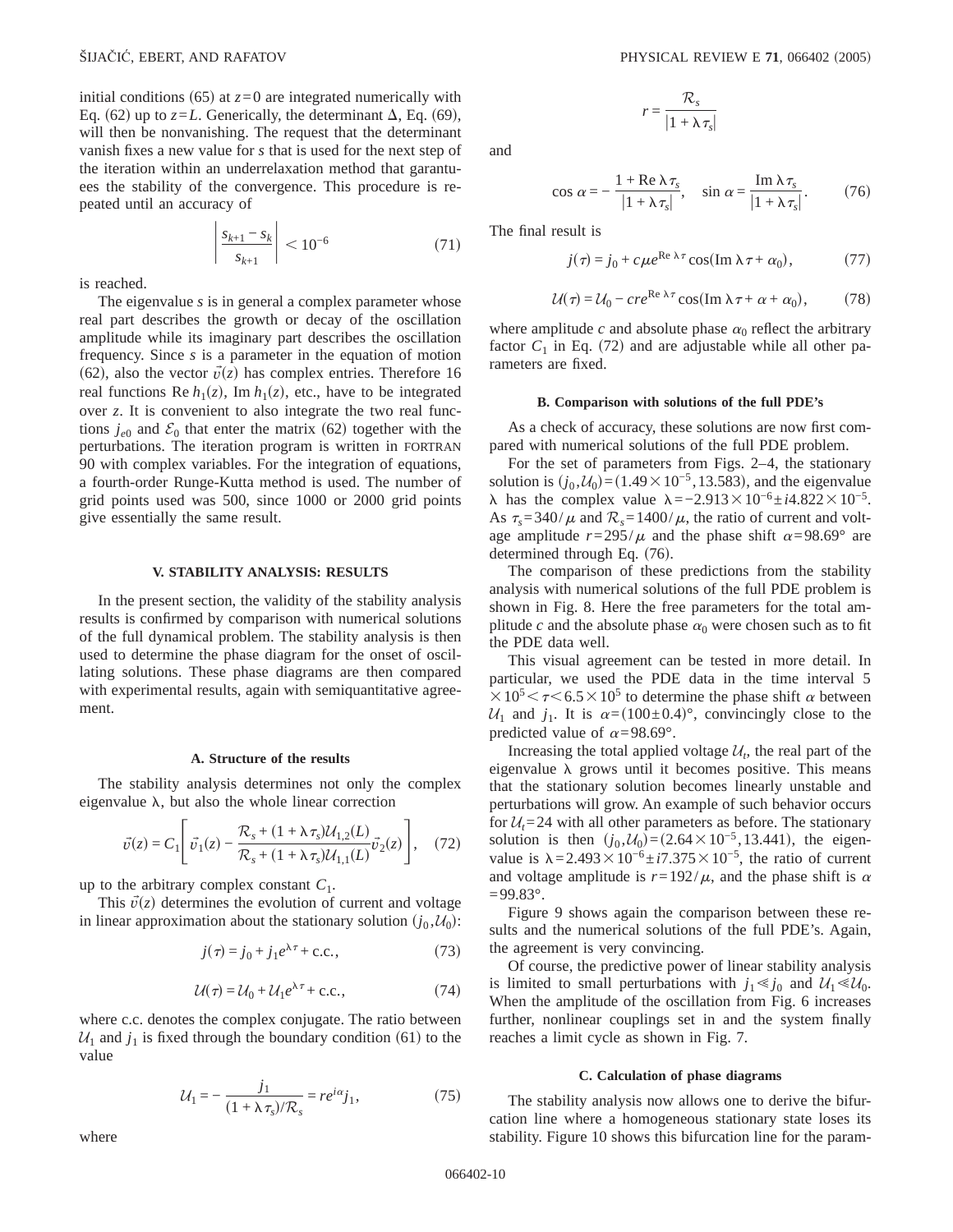initial conditions (65) at $z=0$ are integrated numerically with Eq. (62) up to $z=L$. Generically, the determinant $\Delta$, Eq. (69), will then be nonvanishing. The request that the determinant vanish fixes a new value for $s$ that is used for the next step of the iteration within an underrelaxation method that garantuees the stability of the convergence. This procedure is repeated until an accuracy of

$$\left| \frac{s_{k+1} - s_k}{s_{k+1}} \right| < 10^{-6} \tag{71}$$

is reached.

The eigenvalue $s$ is in general a complex parameter whose real part describes the growth or decay of the oscillation amplitude while its imaginary part describes the oscillation frequency. Since $s$ is a parameter in the equation of motion (62), also the vector $\vec{v}(z)$ has complex entries. Therefore 16 real functions $\mathrm{Re}\, h_1(z)$, $\mathrm{Im}\, h_1(z)$, etc., have to be integrated over $z$. It is convenient to also integrate the two real functions $j_{e0}$ and $\mathcal{E}_0$ that enter the matrix (62) together with the perturbations. The iteration program is written in FORTRAN 90 with complex variables. For the integration of equations, a fourth-order Runge-Kutta method is used. The number of grid points used was 500, since 1000 or 2000 grid points give essentially the same result.

## V. STABILITY ANALYSIS: RESULTS

In the present section, the validity of the stability analysis results is confirmed by comparison with numerical solutions of the full dynamical problem. The stability analysis is then used to determine the phase diagram for the onset of oscillating solutions. These phase diagrams are then compared with experimental results, again with semiquantitative agreement.

### A. Structure of the results

The stability analysis determines not only the complex eigenvalue $\lambda$, but also the whole linear correction

$$\vec{v}(z) = C_1 \left[ \vec{v}_1(z) - \frac{\mathcal{R}_s + (1+\lambda\tau_s)\mathcal{U}_{1,2}(L)}{\mathcal{R}_s + (1+\lambda\tau_s)\mathcal{U}_{1,1}(L)} \vec{v}_2(z) \right], \tag{72}$$

up to the arbitrary complex constant $C_1$.

This $\vec{v}(z)$ determines the evolution of current and voltage in linear approximation about the stationary solution $(j_0, \mathcal{U}_0)$:

$$j(\tau) = j_0 + j_1 e^{\lambda\tau} + \text{c.c.}, \tag{73}$$

$$\mathcal{U}(\tau) = \mathcal{U}_0 + \mathcal{U}_1 e^{\lambda\tau} + \text{c.c.}, \tag{74}$$

where c.c. denotes the complex conjugate. The ratio between $\mathcal{U}_1$ and $j_1$ is fixed through the boundary condition (61) to the value

$$\mathcal{U}_1 = -\frac{j_1}{(1+\lambda\tau_s)/\mathcal{R}_s} = r e^{i\alpha} j_1, \tag{75}$$

where

$$r = \frac{\mathcal{R}_s}{|1+\lambda\tau_s|}$$

and

$$\cos\alpha = -\frac{1 + \mathrm{Re}\,\lambda\tau_s}{|1+\lambda\tau_s|}, \quad \sin\alpha = \frac{\mathrm{Im}\,\lambda\tau_s}{|1+\lambda\tau_s|}. \tag{76}$$

The final result is

$$j(\tau) = j_0 + c\mu e^{\mathrm{Re}\,\lambda\tau} \cos(\mathrm{Im}\,\lambda\tau + \alpha_0), \tag{77}$$

$$\mathcal{U}(\tau) = \mathcal{U}_0 - c r e^{\mathrm{Re}\,\lambda\tau} \cos(\mathrm{Im}\,\lambda\tau + \alpha + \alpha_0), \tag{78}$$

where amplitude $c$ and absolute phase $\alpha_0$ reflect the arbitrary factor $C_1$ in Eq. (72) and are adjustable while all other parameters are fixed.

### B. Comparison with solutions of the full PDE's

As a check of accuracy, these solutions are now first compared with numerical solutions of the full PDE problem.

For the set of parameters from Figs. 2–4, the stationary solution is $(j_0, \mathcal{U}_0) = (1.49 \times 10^{-5}, 13.583)$, and the eigenvalue $\lambda$ has the complex value $\lambda = -2.913 \times 10^{-6} \pm i4.822 \times 10^{-5}$. As $\tau_s = 340/\mu$ and $\mathcal{R}_s = 1400/\mu$, the ratio of current and voltage amplitude $r = 295/\mu$ and the phase shift $\alpha = 98.69°$ are determined through Eq. (76).

The comparison of these predictions from the stability analysis with numerical solutions of the full PDE problem is shown in Fig. 8. Here the free parameters for the total amplitude $c$ and the absolute phase $\alpha_0$ were chosen such as to fit the PDE data well.

This visual agreement can be tested in more detail. In particular, we used the PDE data in the time interval $5 \times 10^5 < \tau < 6.5 \times 10^5$ to determine the phase shift $\alpha$ between $\mathcal{U}_1$ and $j_1$. It is $\alpha = (100 \pm 0.4)°$, convincingly close to the predicted value of $\alpha = 98.69°$.

Increasing the total applied voltage $\mathcal{U}_t$, the real part of the eigenvalue $\lambda$ grows until it becomes positive. This means that the stationary solution becomes linearly unstable and perturbations will grow. An example of such behavior occurs for $\mathcal{U}_t = 24$ with all other parameters as before. The stationary solution is then $(j_0, \mathcal{U}_0) = (2.64 \times 10^{-5}, 13.441)$, the eigenvalue is $\lambda = 2.493 \times 10^{-6} \pm i7.375 \times 10^{-5}$, the ratio of current and voltage amplitude is $r = 192/\mu$, and the phase shift is $\alpha = 99.83°$.

Figure 9 shows again the comparison between these results and the numerical solutions of the full PDE's. Again, the agreement is very convincing.

Of course, the predictive power of linear stability analysis is limited to small perturbations with $j_1 \ll j_0$ and $\mathcal{U}_1 \ll \mathcal{U}_0$. When the amplitude of the oscillation from Fig. 6 increases further, nonlinear couplings set in and the system finally reaches a limit cycle as shown in Fig. 7.

### C. Calculation of phase diagrams

The stability analysis now allows one to derive the bifurcation line where a homogeneous stationary state loses its stability. Figure 10 shows this bifurcation line for the param-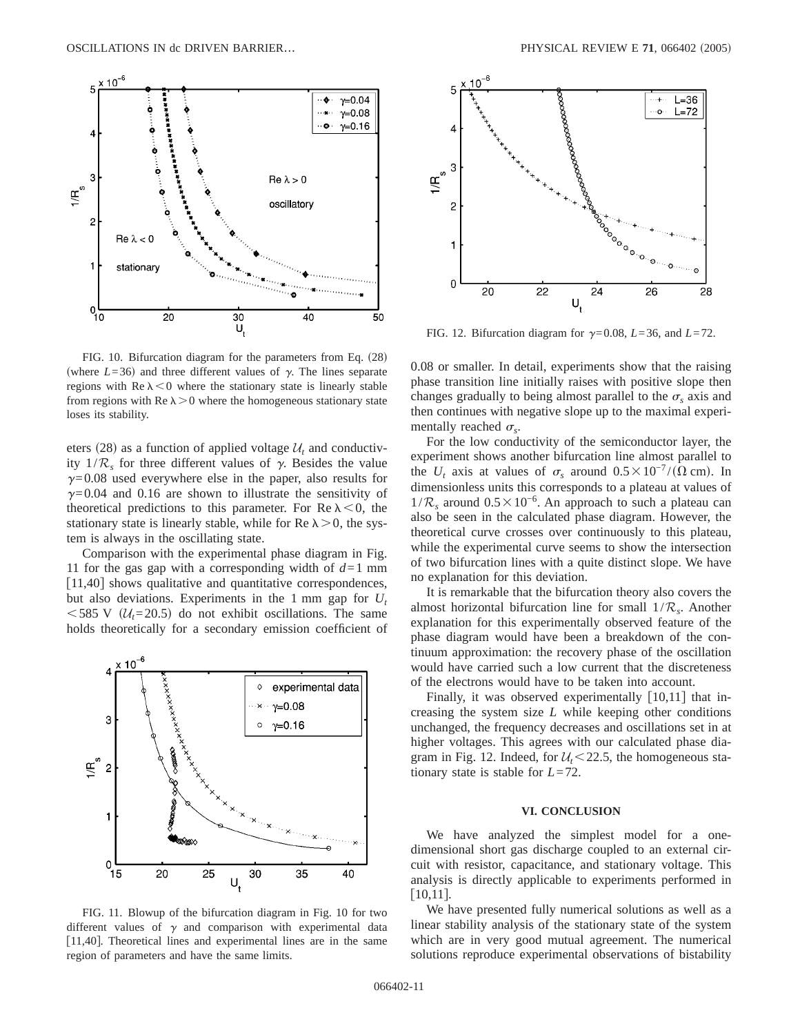FIG. 10. Bifurcation diagram for the parameters from Eq. (28) (where $L=36$) and three different values of $\gamma$. The lines separate regions with $\mathrm{Re}\,\lambda<0$ where the stationary state is linearly stable from regions with $\mathrm{Re}\,\lambda>0$ where the homogeneous stationary state loses its stability.

eters (28) as a function of applied voltage $\mathcal{U}_t$ and conductivity $1/\mathcal{R}_s$ for three different values of $\gamma$. Besides the value $\gamma=0.08$ used everywhere else in the paper, also results for $\gamma=0.04$ and 0.16 are shown to illustrate the sensitivity of theoretical predictions to this parameter. For $\mathrm{Re}\,\lambda<0$, the stationary state is linearly stable, while for $\mathrm{Re}\,\lambda>0$, the system is always in the oscillating state.

Comparison with the experimental phase diagram in Fig. 11 for the gas gap with a corresponding width of $d=1$ mm [11,40] shows qualitative and quantitative correspondences, but also deviations. Experiments in the 1 mm gap for $U_t<585$ V ($\mathcal{U}_t=20.5$) do not exhibit oscillations. The same holds theoretically for a secondary emission coefficient of 0.08 or smaller. In detail, experiments show that the raising phase transition line initially raises with positive slope then changes gradually to being almost parallel to the $\sigma_s$ axis and then continues with negative slope up to the maximal experimentally reached $\sigma_s$.

FIG. 11. Blowup of the bifurcation diagram in Fig. 10 for two different values of $\gamma$ and comparison with experimental data [11,40]. Theoretical lines and experimental lines are in the same region of parameters and have the same limits.

FIG. 12. Bifurcation diagram for $\gamma=0.08$, $L=36$, and $L=72$.

For the low conductivity of the semiconductor layer, the experiment shows another bifurcation line almost parallel to the $U_t$ axis at values of $\sigma_s$ around $0.5\times10^{-7}/(\Omega\,\mathrm{cm})$. In dimensionless units this corresponds to a plateau at values of $1/\mathcal{R}_s$ around $0.5\times10^{-6}$. An approach to such a plateau can also be seen in the calculated phase diagram. However, the theoretical curve crosses over continuously to this plateau, while the experimental curve seems to show the intersection of two bifurcation lines with a quite distinct slope. We have no explanation for this deviation.

It is remarkable that the bifurcation theory also covers the almost horizontal bifurcation line for small $1/\mathcal{R}_s$. Another explanation for this experimentally observed feature of the phase diagram would have been a breakdown of the continuum approximation: the recovery phase of the oscillation would have carried such a low current that the discreteness of the electrons would have to be taken into account.

Finally, it was observed experimentally [10,11] that increasing the system size $L$ while keeping other conditions unchanged, the frequency decreases and oscillations set in at higher voltages. This agrees with our calculated phase diagram in Fig. 12. Indeed, for $\mathcal{U}_t<22.5$, the homogeneous stationary state is stable for $L=72$.

## VI. CONCLUSION

We have analyzed the simplest model for a one-dimensional short gas discharge coupled to an external circuit with resistor, capacitance, and stationary voltage. This analysis is directly applicable to experiments performed in [10,11].

We have presented fully numerical solutions as well as a linear stability analysis of the stationary state of the system which are in very good mutual agreement. The numerical solutions reproduce experimental observations of bistability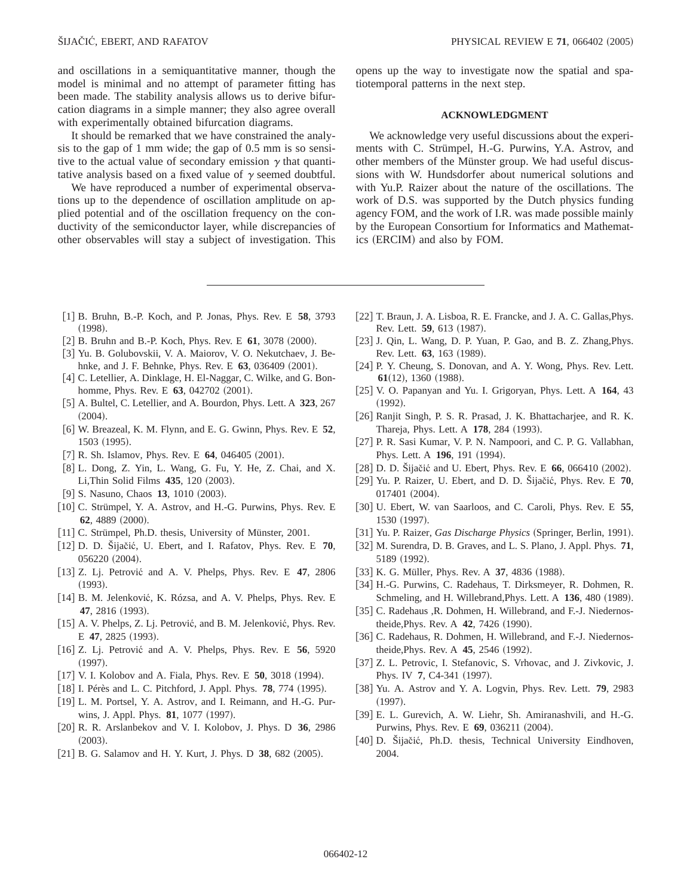and oscillations in a semiquantitative manner, though the model is minimal and no attempt of parameter fitting has been made. The stability analysis allows us to derive bifurcation diagrams in a simple manner; they also agree overall with experimentally obtained bifurcation diagrams.

It should be remarked that we have constrained the analysis to the gap of 1 mm wide; the gap of 0.5 mm is so sensitive to the actual value of secondary emission $\gamma$ that quantitative analysis based on a fixed value of $\gamma$ seemed doubtful.

We have reproduced a number of experimental observations up to the dependence of oscillation amplitude on applied potential and of the oscillation frequency on the conductivity of the semiconductor layer, while discrepancies of other observables will stay a subject of investigation. This opens up the way to investigate now the spatial and spatiotemporal patterns in the next step.

## ACKNOWLEDGMENT

We acknowledge very useful discussions about the experiments with C. Strümpel, H.-G. Purwins, Y.A. Astrov, and other members of the Münster group. We had useful discussions with W. Hundsdorfer about numerical solutions and with Yu.P. Raizer about the nature of the oscillations. The work of D.S. was supported by the Dutch physics funding agency FOM, and the work of I.R. was made possible mainly by the European Consortium for Informatics and Mathematics (ERCIM) and also by FOM.

---

[1] B. Bruhn, B.-P. Koch, and P. Jonas, Phys. Rev. E **58**, 3793 (1998).

[2] B. Bruhn and B.-P. Koch, Phys. Rev. E **61**, 3078 (2000).

[3] Yu. B. Golubovskii, V. A. Maiorov, V. O. Nekutchaev, J. Behnke, and J. F. Behnke, Phys. Rev. E **63**, 036409 (2001).

[4] C. Letellier, A. Dinklage, H. El-Naggar, C. Wilke, and G. Bonhomme, Phys. Rev. E **63**, 042702 (2001).

[5] A. Bultel, C. Letellier, and A. Bourdon, Phys. Lett. A **323**, 267 (2004).

[6] W. Breazeal, K. M. Flynn, and E. G. Gwinn, Phys. Rev. E **52**, 1503 (1995).

[7] R. Sh. Islamov, Phys. Rev. E **64**, 046405 (2001).

[8] L. Dong, Z. Yin, L. Wang, G. Fu, Y. He, Z. Chai, and X. Li,Thin Solid Films **435**, 120 (2003).

[9] S. Nasuno, Chaos **13**, 1010 (2003).

[10] C. Strümpel, Y. A. Astrov, and H.-G. Purwins, Phys. Rev. E **62**, 4889 (2000).

[11] C. Strümpel, Ph.D. thesis, University of Münster, 2001.

[12] D. D. Šijačić, U. Ebert, and I. Rafatov, Phys. Rev. E **70**, 056220 (2004).

[13] Z. Lj. Petrović and A. V. Phelps, Phys. Rev. E **47**, 2806 (1993).

[14] B. M. Jelenković, K. Rózsa, and A. V. Phelps, Phys. Rev. E **47**, 2816 (1993).

[15] A. V. Phelps, Z. Lj. Petrović, and B. M. Jelenković, Phys. Rev. E **47**, 2825 (1993).

[16] Z. Lj. Petrović and A. V. Phelps, Phys. Rev. E **56**, 5920 (1997).

[17] V. I. Kolobov and A. Fiala, Phys. Rev. E **50**, 3018 (1994).

[18] I. Pérès and L. C. Pitchford, J. Appl. Phys. **78**, 774 (1995).

[19] L. M. Portsel, Y. A. Astrov, and I. Reimann, and H.-G. Purwins, J. Appl. Phys. **81**, 1077 (1997).

[20] R. R. Arslanbekov and V. I. Kolobov, J. Phys. D **36**, 2986 (2003).

[21] B. G. Salamov and H. Y. Kurt, J. Phys. D **38**, 682 (2005).

[22] T. Braun, J. A. Lisboa, R. E. Francke, and J. A. C. Gallas,Phys. Rev. Lett. **59**, 613 (1987).

[23] J. Qin, L. Wang, D. P. Yuan, P. Gao, and B. Z. Zhang,Phys. Rev. Lett. **63**, 163 (1989).

[24] P. Y. Cheung, S. Donovan, and A. Y. Wong, Phys. Rev. Lett. **61**(12), 1360 (1988).

[25] V. O. Papanyan and Yu. I. Grigoryan, Phys. Lett. A **164**, 43 (1992).

[26] Ranjit Singh, P. S. R. Prasad, J. K. Bhattacharjee, and R. K. Thareja, Phys. Lett. A **178**, 284 (1993).

[27] P. R. Sasi Kumar, V. P. N. Nampoori, and C. P. G. Vallabhan, Phys. Lett. A **196**, 191 (1994).

[28] D. D. Šijačić and U. Ebert, Phys. Rev. E **66**, 066410 (2002).

[29] Yu. P. Raizer, U. Ebert, and D. D. Šijačić, Phys. Rev. E **70**, 017401 (2004).

[30] U. Ebert, W. van Saarloos, and C. Caroli, Phys. Rev. E **55**, 1530 (1997).

[31] Yu. P. Raizer, *Gas Discharge Physics* (Springer, Berlin, 1991).

[32] M. Surendra, D. B. Graves, and L. S. Plano, J. Appl. Phys. **71**, 5189 (1992).

[33] K. G. Müller, Phys. Rev. A **37**, 4836 (1988).

[34] H.-G. Purwins, C. Radehaus, T. Dirksmeyer, R. Dohmen, R. Schmeling, and H. Willebrand,Phys. Lett. A **136**, 480 (1989).

[35] C. Radehaus ,R. Dohmen, H. Willebrand, and F.-J. Niedernostheide,Phys. Rev. A **42**, 7426 (1990).

[36] C. Radehaus, R. Dohmen, H. Willebrand, and F.-J. Niedernostheide,Phys. Rev. A **45**, 2546 (1992).

[37] Z. L. Petrovic, I. Stefanovic, S. Vrhovac, and J. Zivkovic, J. Phys. IV **7**, C4-341 (1997).

[38] Yu. A. Astrov and Y. A. Logvin, Phys. Rev. Lett. **79**, 2983 (1997).

[39] E. L. Gurevich, A. W. Liehr, Sh. Amiranashvili, and H.-G. Purwins, Phys. Rev. E **69**, 036211 (2004).

[40] D. Šijačić, Ph.D. thesis, Technical University Eindhoven, 2004.